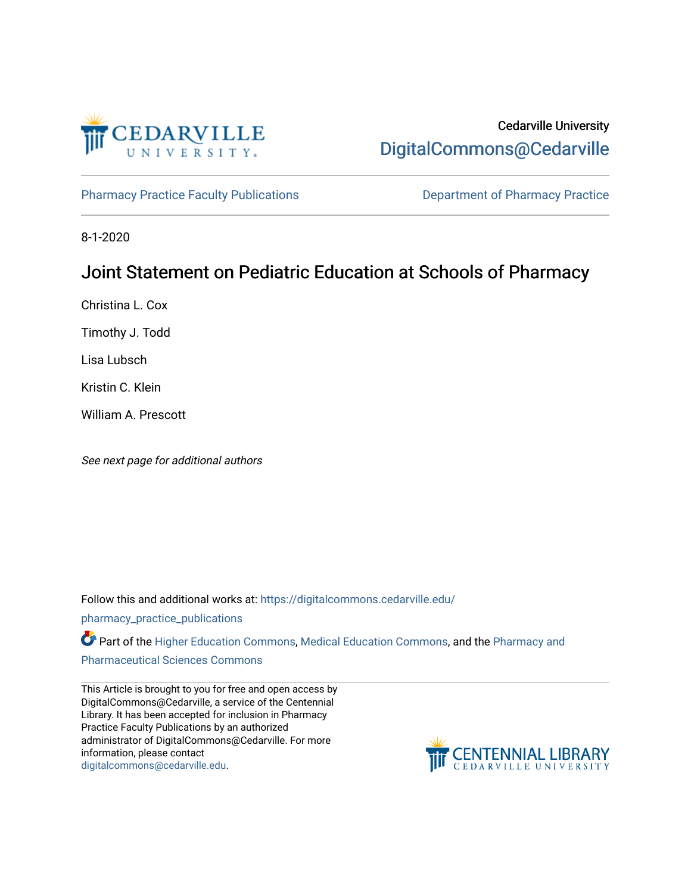Cedarville University

DigitalCommons@Cedarville

Pharmacy Practice Faculty Publications

Department of Pharmacy Practice

8-1-2020

# Joint Statement on Pediatric Education at Schools of Pharmacy

Christina L. Cox

Timothy J. Todd

Lisa Lubsch

Kristin C. Klein

William A. Prescott

*See next page for additional authors*

Follow this and additional works at: https://digitalcommons.cedarville.edu/pharmacy_practice_publications

Part of the Higher Education Commons, Medical Education Commons, and the Pharmacy and Pharmaceutical Sciences Commons

This Article is brought to you for free and open access by DigitalCommons@Cedarville, a service of the Centennial Library. It has been accepted for inclusion in Pharmacy Practice Faculty Publications by an authorized administrator of DigitalCommons@Cedarville. For more information, please contact digitalcommons@cedarville.edu.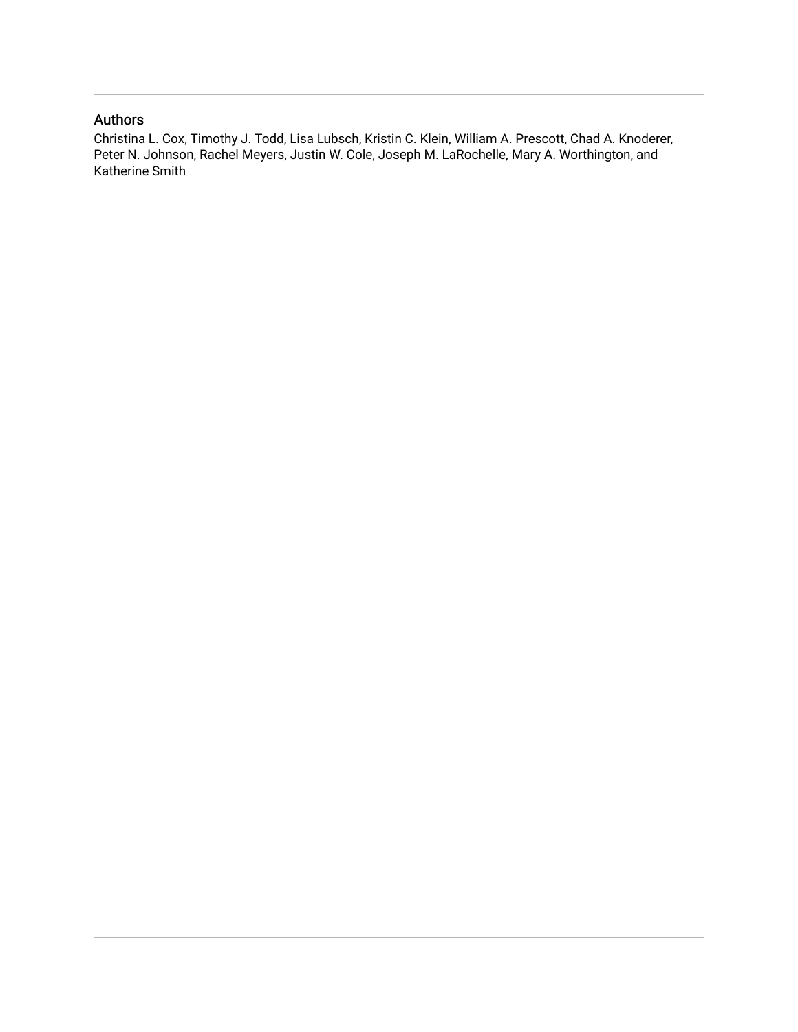## Authors

Christina L. Cox, Timothy J. Todd, Lisa Lubsch, Kristin C. Klein, William A. Prescott, Chad A. Knoderer, Peter N. Johnson, Rachel Meyers, Justin W. Cole, Joseph M. LaRochelle, Mary A. Worthington, and Katherine Smith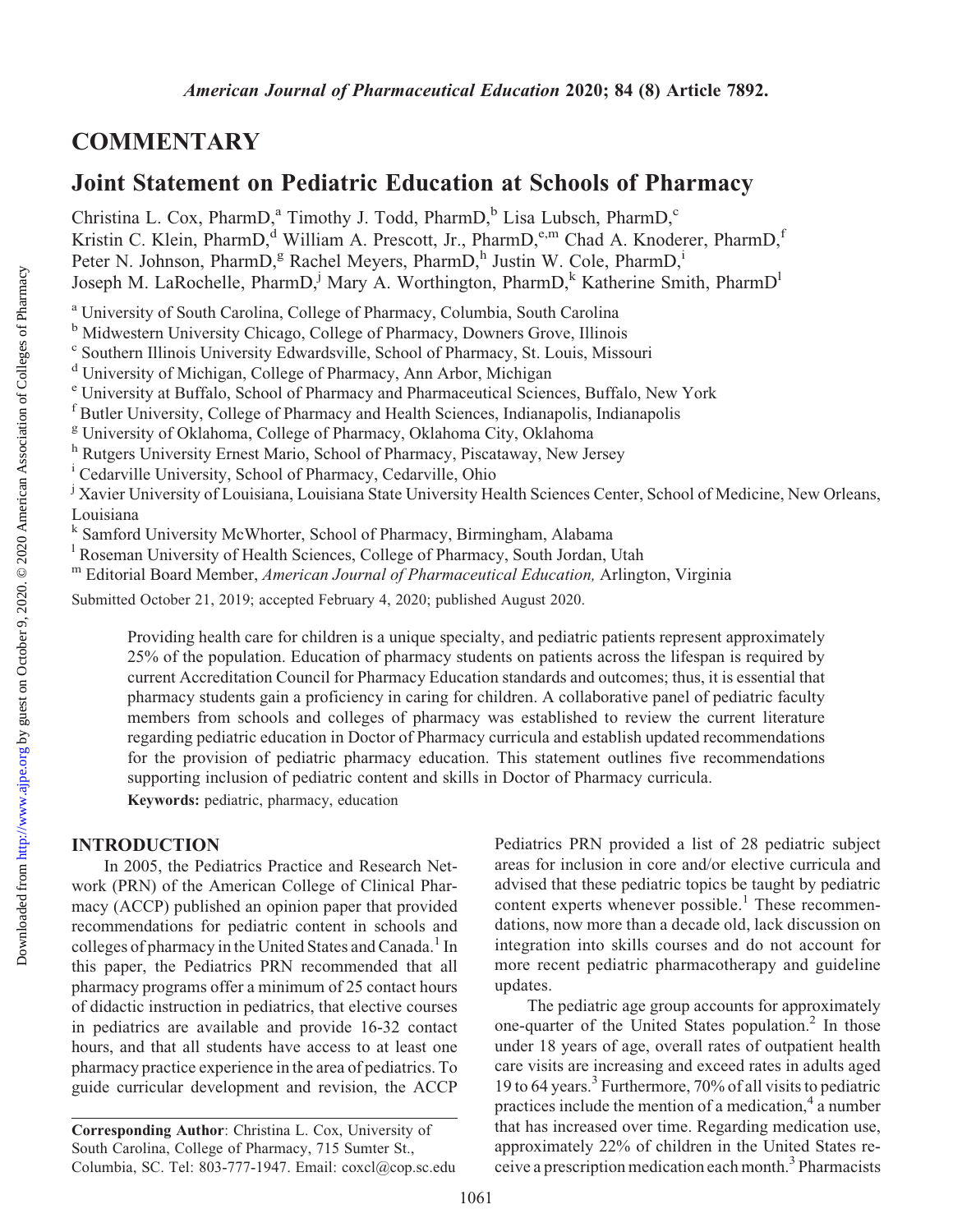## COMMENTARY

# Joint Statement on Pediatric Education at Schools of Pharmacy

Christina L. Cox, PharmD,[a] Timothy J. Todd, PharmD,[b] Lisa Lubsch, PharmD,[c] Kristin C. Klein, PharmD,[d] William A. Prescott, Jr., PharmD,[e,m] Chad A. Knoderer, PharmD,[f] Peter N. Johnson, PharmD,[g] Rachel Meyers, PharmD,[h] Justin W. Cole, PharmD,[i] Joseph M. LaRochelle, PharmD,[j] Mary A. Worthington, PharmD,[k] Katherine Smith, PharmD[l]

[a] University of South Carolina, College of Pharmacy, Columbia, South Carolina
[b] Midwestern University Chicago, College of Pharmacy, Downers Grove, Illinois
[c] Southern Illinois University Edwardsville, School of Pharmacy, St. Louis, Missouri
[d] University of Michigan, College of Pharmacy, Ann Arbor, Michigan
[e] University at Buffalo, School of Pharmacy and Pharmaceutical Sciences, Buffalo, New York
[f] Butler University, College of Pharmacy and Health Sciences, Indianapolis, Indianapolis
[g] University of Oklahoma, College of Pharmacy, Oklahoma City, Oklahoma
[h] Rutgers University Ernest Mario, School of Pharmacy, Piscataway, New Jersey
[i] Cedarville University, School of Pharmacy, Cedarville, Ohio
[j] Xavier University of Louisiana, Louisiana State University Health Sciences Center, School of Medicine, New Orleans, Louisiana
[k] Samford University McWhorter, School of Pharmacy, Birmingham, Alabama
[l] Roseman University of Health Sciences, College of Pharmacy, South Jordan, Utah
[m] Editorial Board Member, *American Journal of Pharmaceutical Education,* Arlington, Virginia

Submitted October 21, 2019; accepted February 4, 2020; published August 2020.

Providing health care for children is a unique specialty, and pediatric patients represent approximately 25% of the population. Education of pharmacy students on patients across the lifespan is required by current Accreditation Council for Pharmacy Education standards and outcomes; thus, it is essential that pharmacy students gain a proficiency in caring for children. A collaborative panel of pediatric faculty members from schools and colleges of pharmacy was established to review the current literature regarding pediatric education in Doctor of Pharmacy curricula and establish updated recommendations for the provision of pediatric pharmacy education. This statement outlines five recommendations supporting inclusion of pediatric content and skills in Doctor of Pharmacy curricula.

**Keywords:** pediatric, pharmacy, education

## INTRODUCTION

In 2005, the Pediatrics Practice and Research Network (PRN) of the American College of Clinical Pharmacy (ACCP) published an opinion paper that provided recommendations for pediatric content in schools and colleges of pharmacy in the United States and Canada.[1] In this paper, the Pediatrics PRN recommended that all pharmacy programs offer a minimum of 25 contact hours of didactic instruction in pediatrics, that elective courses in pediatrics are available and provide 16-32 contact hours, and that all students have access to at least one pharmacy practice experience in the area of pediatrics. To guide curricular development and revision, the ACCP Pediatrics PRN provided a list of 28 pediatric subject areas for inclusion in core and/or elective curricula and advised that these pediatric topics be taught by pediatric content experts whenever possible.[1] These recommendations, now more than a decade old, lack discussion on integration into skills courses and do not account for more recent pediatric pharmacotherapy and guideline updates.

The pediatric age group accounts for approximately one-quarter of the United States population.[2] In those under 18 years of age, overall rates of outpatient health care visits are increasing and exceed rates in adults aged 19 to 64 years.[3] Furthermore, 70% of all visits to pediatric practices include the mention of a medication,[4] a number that has increased over time. Regarding medication use, approximately 22% of children in the United States receive a prescription medication each month.[3] Pharmacists

**Corresponding Author**: Christina L. Cox, University of South Carolina, College of Pharmacy, 715 Sumter St., Columbia, SC. Tel: 803-777-1947. Email: coxcl@cop.sc.edu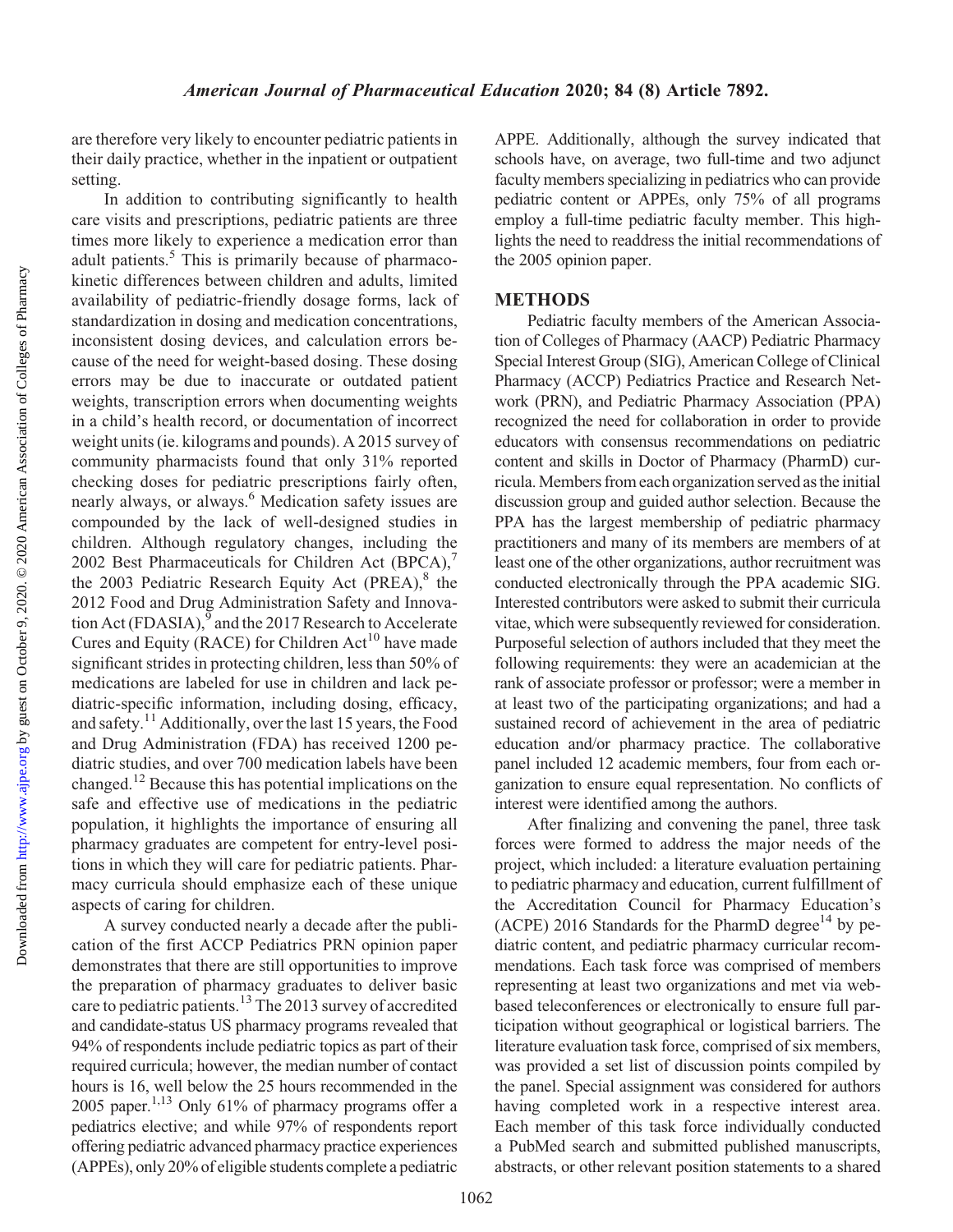are therefore very likely to encounter pediatric patients in their daily practice, whether in the inpatient or outpatient setting.

In addition to contributing significantly to health care visits and prescriptions, pediatric patients are three times more likely to experience a medication error than adult patients.[5] This is primarily because of pharmacokinetic differences between children and adults, limited availability of pediatric-friendly dosage forms, lack of standardization in dosing and medication concentrations, inconsistent dosing devices, and calculation errors because of the need for weight-based dosing. These dosing errors may be due to inaccurate or outdated patient weights, transcription errors when documenting weights in a child's health record, or documentation of incorrect weight units (ie. kilograms and pounds). A 2015 survey of community pharmacists found that only 31% reported checking doses for pediatric prescriptions fairly often, nearly always, or always.[6] Medication safety issues are compounded by the lack of well-designed studies in children. Although regulatory changes, including the 2002 Best Pharmaceuticals for Children Act (BPCA),[7] the 2003 Pediatric Research Equity Act (PREA),[8] the 2012 Food and Drug Administration Safety and Innovation Act (FDASIA),[9] and the 2017 Research to Accelerate Cures and Equity (RACE) for Children Act[10] have made significant strides in protecting children, less than 50% of medications are labeled for use in children and lack pediatric-specific information, including dosing, efficacy, and safety.[11] Additionally, over the last 15 years, the Food and Drug Administration (FDA) has received 1200 pediatric studies, and over 700 medication labels have been changed.[12] Because this has potential implications on the safe and effective use of medications in the pediatric population, it highlights the importance of ensuring all pharmacy graduates are competent for entry-level positions in which they will care for pediatric patients. Pharmacy curricula should emphasize each of these unique aspects of caring for children.

A survey conducted nearly a decade after the publication of the first ACCP Pediatrics PRN opinion paper demonstrates that there are still opportunities to improve the preparation of pharmacy graduates to deliver basic care to pediatric patients.[13] The 2013 survey of accredited and candidate-status US pharmacy programs revealed that 94% of respondents include pediatric topics as part of their required curricula; however, the median number of contact hours is 16, well below the 25 hours recommended in the 2005 paper.[1,13] Only 61% of pharmacy programs offer a pediatrics elective; and while 97% of respondents report offering pediatric advanced pharmacy practice experiences (APPEs), only 20% of eligible students complete a pediatric APPE. Additionally, although the survey indicated that schools have, on average, two full-time and two adjunct faculty members specializing in pediatrics who can provide pediatric content or APPEs, only 75% of all programs employ a full-time pediatric faculty member. This highlights the need to readdress the initial recommendations of the 2005 opinion paper.

## METHODS

Pediatric faculty members of the American Association of Colleges of Pharmacy (AACP) Pediatric Pharmacy Special Interest Group (SIG), American College of Clinical Pharmacy (ACCP) Pediatrics Practice and Research Network (PRN), and Pediatric Pharmacy Association (PPA) recognized the need for collaboration in order to provide educators with consensus recommendations on pediatric content and skills in Doctor of Pharmacy (PharmD) curricula. Members from each organization served as the initial discussion group and guided author selection. Because the PPA has the largest membership of pediatric pharmacy practitioners and many of its members are members of at least one of the other organizations, author recruitment was conducted electronically through the PPA academic SIG. Interested contributors were asked to submit their curricula vitae, which were subsequently reviewed for consideration. Purposeful selection of authors included that they meet the following requirements: they were an academician at the rank of associate professor or professor; were a member in at least two of the participating organizations; and had a sustained record of achievement in the area of pediatric education and/or pharmacy practice. The collaborative panel included 12 academic members, four from each organization to ensure equal representation. No conflicts of interest were identified among the authors.

After finalizing and convening the panel, three task forces were formed to address the major needs of the project, which included: a literature evaluation pertaining to pediatric pharmacy and education, current fulfillment of the Accreditation Council for Pharmacy Education's (ACPE) 2016 Standards for the PharmD degree[14] by pediatric content, and pediatric pharmacy curricular recommendations. Each task force was comprised of members representing at least two organizations and met via web-based teleconferences or electronically to ensure full participation without geographical or logistical barriers. The literature evaluation task force, comprised of six members, was provided a set list of discussion points compiled by the panel. Special assignment was considered for authors having completed work in a respective interest area. Each member of this task force individually conducted a PubMed search and submitted published manuscripts, abstracts, or other relevant position statements to a shared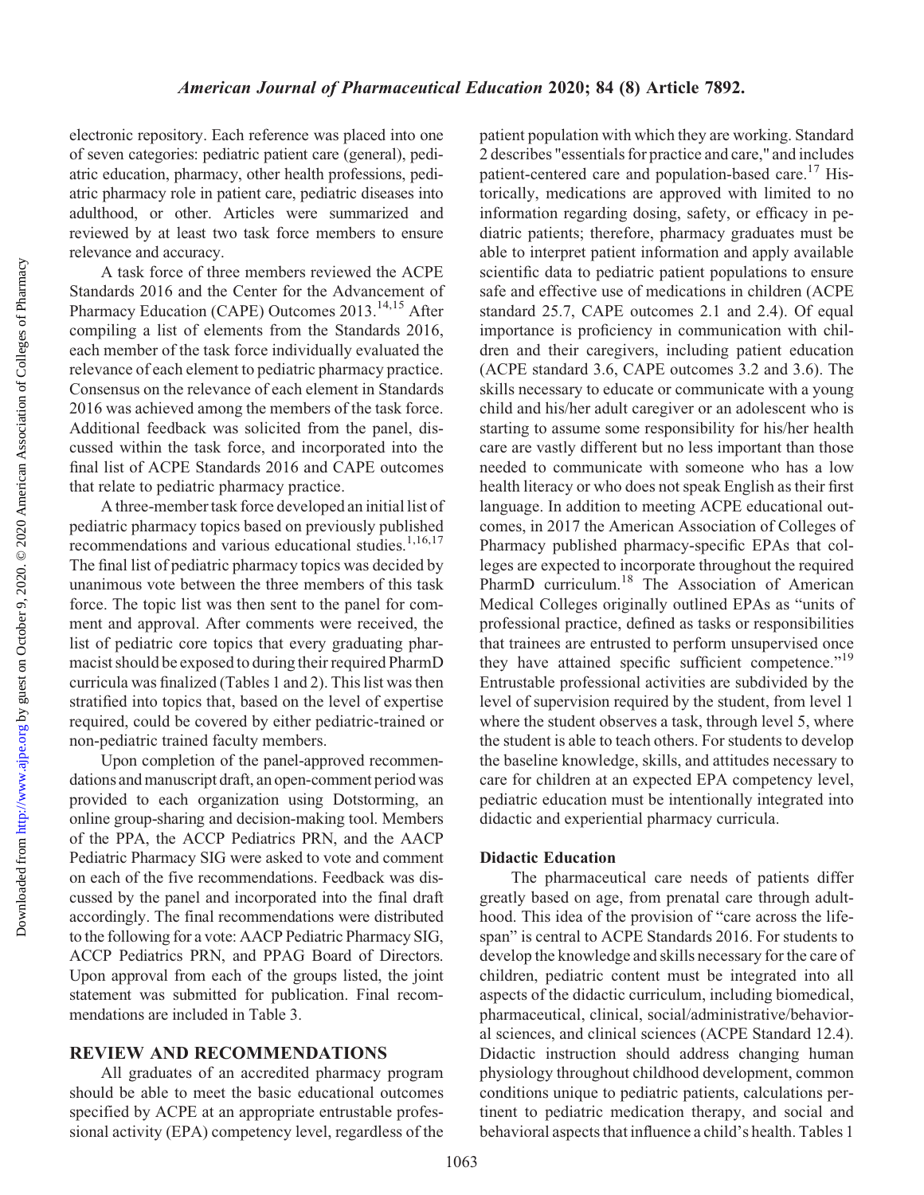electronic repository. Each reference was placed into one of seven categories: pediatric patient care (general), pediatric education, pharmacy, other health professions, pediatric pharmacy role in patient care, pediatric diseases into adulthood, or other. Articles were summarized and reviewed by at least two task force members to ensure relevance and accuracy.

A task force of three members reviewed the ACPE Standards 2016 and the Center for the Advancement of Pharmacy Education (CAPE) Outcomes 2013.[14,15] After compiling a list of elements from the Standards 2016, each member of the task force individually evaluated the relevance of each element to pediatric pharmacy practice. Consensus on the relevance of each element in Standards 2016 was achieved among the members of the task force. Additional feedback was solicited from the panel, discussed within the task force, and incorporated into the final list of ACPE Standards 2016 and CAPE outcomes that relate to pediatric pharmacy practice.

A three-member task force developed an initial list of pediatric pharmacy topics based on previously published recommendations and various educational studies.[1,16,17] The final list of pediatric pharmacy topics was decided by unanimous vote between the three members of this task force. The topic list was then sent to the panel for comment and approval. After comments were received, the list of pediatric core topics that every graduating pharmacist should be exposed to during their required PharmD curricula was finalized (Tables 1 and 2). This list was then stratified into topics that, based on the level of expertise required, could be covered by either pediatric-trained or non-pediatric trained faculty members.

Upon completion of the panel-approved recommendations and manuscript draft, an open-comment period was provided to each organization using Dotstorming, an online group-sharing and decision-making tool. Members of the PPA, the ACCP Pediatrics PRN, and the AACP Pediatric Pharmacy SIG were asked to vote and comment on each of the five recommendations. Feedback was discussed by the panel and incorporated into the final draft accordingly. The final recommendations were distributed to the following for a vote: AACP Pediatric Pharmacy SIG, ACCP Pediatrics PRN, and PPAG Board of Directors. Upon approval from each of the groups listed, the joint statement was submitted for publication. Final recommendations are included in Table 3.

## REVIEW AND RECOMMENDATIONS

All graduates of an accredited pharmacy program should be able to meet the basic educational outcomes specified by ACPE at an appropriate entrustable professional activity (EPA) competency level, regardless of the patient population with which they are working. Standard 2 describes "essentials for practice and care," and includes patient-centered care and population-based care.[17] Historically, medications are approved with limited to no information regarding dosing, safety, or efficacy in pediatric patients; therefore, pharmacy graduates must be able to interpret patient information and apply available scientific data to pediatric patient populations to ensure safe and effective use of medications in children (ACPE standard 25.7, CAPE outcomes 2.1 and 2.4). Of equal importance is proficiency in communication with children and their caregivers, including patient education (ACPE standard 3.6, CAPE outcomes 3.2 and 3.6). The skills necessary to educate or communicate with a young child and his/her adult caregiver or an adolescent who is starting to assume some responsibility for his/her health care are vastly different but no less important than those needed to communicate with someone who has a low health literacy or who does not speak English as their first language. In addition to meeting ACPE educational outcomes, in 2017 the American Association of Colleges of Pharmacy published pharmacy-specific EPAs that colleges are expected to incorporate throughout the required PharmD curriculum.[18] The Association of American Medical Colleges originally outlined EPAs as "units of professional practice, defined as tasks or responsibilities that trainees are entrusted to perform unsupervised once they have attained specific sufficient competence."[19] Entrustable professional activities are subdivided by the level of supervision required by the student, from level 1 where the student observes a task, through level 5, where the student is able to teach others. For students to develop the baseline knowledge, skills, and attitudes necessary to care for children at an expected EPA competency level, pediatric education must be intentionally integrated into didactic and experiential pharmacy curricula.

### Didactic Education

The pharmaceutical care needs of patients differ greatly based on age, from prenatal care through adulthood. This idea of the provision of "care across the lifespan" is central to ACPE Standards 2016. For students to develop the knowledge and skills necessary for the care of children, pediatric content must be integrated into all aspects of the didactic curriculum, including biomedical, pharmaceutical, clinical, social/administrative/behavioral sciences, and clinical sciences (ACPE Standard 12.4). Didactic instruction should address changing human physiology throughout childhood development, common conditions unique to pediatric patients, calculations pertinent to pediatric medication therapy, and social and behavioral aspects that influence a child's health. Tables 1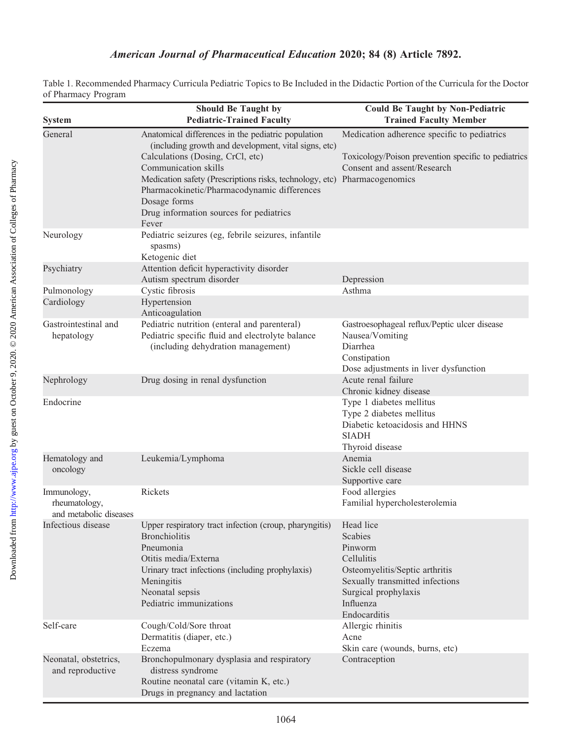Table 1. Recommended Pharmacy Curricula Pediatric Topics to Be Included in the Didactic Portion of the Curricula for the Doctor of Pharmacy Program

| System | Should Be Taught by Pediatric-Trained Faculty | Could Be Taught by Non-Pediatric Trained Faculty Member |
|---|---|---|
| General | Anatomical differences in the pediatric population (including growth and development, vital signs, etc) | Medication adherence specific to pediatrics |
| | Calculations (Dosing, CrCl, etc) | Toxicology/Poison prevention specific to pediatrics |
| | Communication skills | Consent and assent/Research |
| | Medication safety (Prescriptions risks, technology, etc) | Pharmacogenomics |
| | Pharmacokinetic/Pharmacodynamic differences | |
| | Dosage forms | |
| | Drug information sources for pediatrics | |
| | Fever | |
| Neurology | Pediatric seizures (eg, febrile seizures, infantile spasms) | |
| | Ketogenic diet | |
| Psychiatry | Attention deficit hyperactivity disorder | |
| | Autism spectrum disorder | Depression |
| Pulmonology | Cystic fibrosis | Asthma |
| Cardiology | Hypertension | |
| | Anticoagulation | |
| Gastrointestinal and hepatology | Pediatric nutrition (enteral and parenteral) | Gastroesophageal reflux/Peptic ulcer disease |
| | Pediatric specific fluid and electrolyte balance (including dehydration management) | Nausea/Vomiting |
| | | Diarrhea |
| | | Constipation |
| | | Dose adjustments in liver dysfunction |
| Nephrology | Drug dosing in renal dysfunction | Acute renal failure |
| | | Chronic kidney disease |
| Endocrine | | Type 1 diabetes mellitus |
| | | Type 2 diabetes mellitus |
| | | Diabetic ketoacidosis and HHNS |
| | | SIADH |
| | | Thyroid disease |
| Hematology and oncology | Leukemia/Lymphoma | Anemia |
| | | Sickle cell disease |
| | | Supportive care |
| Immunology, rheumatology, and metabolic diseases | Rickets | Food allergies |
| | | Familial hypercholesterolemia |
| Infectious disease | Upper respiratory tract infection (croup, pharyngitis) | Head lice |
| | Bronchiolitis | Scabies |
| | Pneumonia | Pinworm |
| | Otitis media/Externa | Cellulitis |
| | Urinary tract infections (including prophylaxis) | Osteomyelitis/Septic arthritis |
| | Meningitis | Sexually transmitted infections |
| | Neonatal sepsis | Surgical prophylaxis |
| | Pediatric immunizations | Influenza |
| | | Endocarditis |
| Self-care | Cough/Cold/Sore throat | Allergic rhinitis |
| | Dermatitis (diaper, etc.) | Acne |
| | Eczema | Skin care (wounds, burns, etc) |
| Neonatal, obstetrics, and reproductive | Bronchopulmonary dysplasia and respiratory distress syndrome | Contraception |
| | Routine neonatal care (vitamin K, etc.) | |
| | Drugs in pregnancy and lactation | |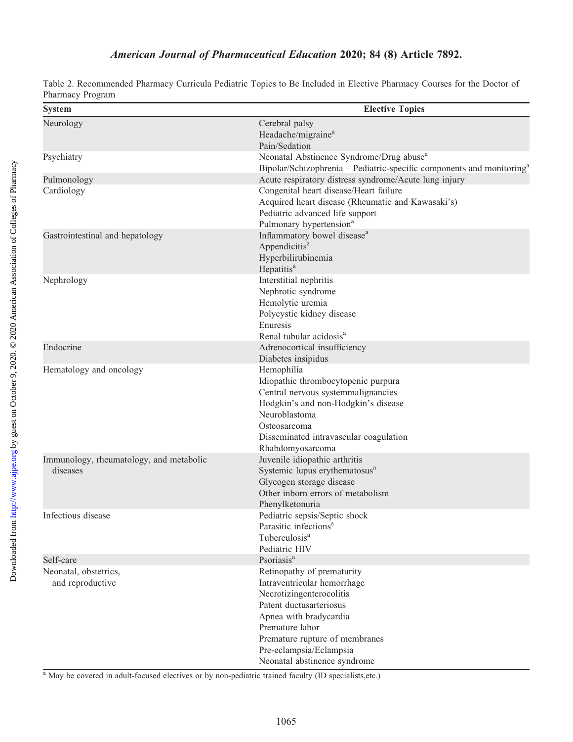Table 2. Recommended Pharmacy Curricula Pediatric Topics to Be Included in Elective Pharmacy Courses for the Doctor of Pharmacy Program

| System | Elective Topics |
|---|---|
| Neurology | Cerebral palsy |
| | Headache/migraine[a] |
| | Pain/Sedation |
| Psychiatry | Neonatal Abstinence Syndrome/Drug abuse[a] |
| | Bipolar/Schizophrenia – Pediatric-specific components and monitoring[a] |
| Pulmonology | Acute respiratory distress syndrome/Acute lung injury |
| Cardiology | Congenital heart disease/Heart failure |
| | Acquired heart disease (Rheumatic and Kawasaki's) |
| | Pediatric advanced life support |
| | Pulmonary hypertension[a] |
| Gastrointestinal and hepatology | Inflammatory bowel disease[a] |
| | Appendicitis[a] |
| | Hyperbilirubinemia |
| | Hepatitis[a] |
| Nephrology | Interstitial nephritis |
| | Nephrotic syndrome |
| | Hemolytic uremia |
| | Polycystic kidney disease |
| | Enuresis |
| | Renal tubular acidosis[a] |
| Endocrine | Adrenocortical insufficiency |
| | Diabetes insipidus |
| Hematology and oncology | Hemophilia |
| | Idiopathic thrombocytopenic purpura |
| | Central nervous systemmalignancies |
| | Hodgkin's and non-Hodgkin's disease |
| | Neuroblastoma |
| | Osteosarcoma |
| | Disseminated intravascular coagulation |
| | Rhabdomyosarcoma |
| Immunology, rheumatology, and metabolic diseases | Juvenile idiopathic arthritis |
| | Systemic lupus erythematosus[a] |
| | Glycogen storage disease |
| | Other inborn errors of metabolism |
| | Phenylketonuria |
| Infectious disease | Pediatric sepsis/Septic shock |
| | Parasitic infections[a] |
| | Tuberculosis[a] |
| | Pediatric HIV |
| Self-care | Psoriasis[a] |
| Neonatal, obstetrics, and reproductive | Retinopathy of prematurity |
| | Intraventricular hemorrhage |
| | Necrotizingenterocolitis |
| | Patent ductusarteriosus |
| | Apnea with bradycardia |
| | Premature labor |
| | Premature rupture of membranes |
| | Pre-eclampsia/Eclampsia |
| | Neonatal abstinence syndrome |

[a] May be covered in adult-focused electives or by non-pediatric trained faculty (ID specialists,etc.)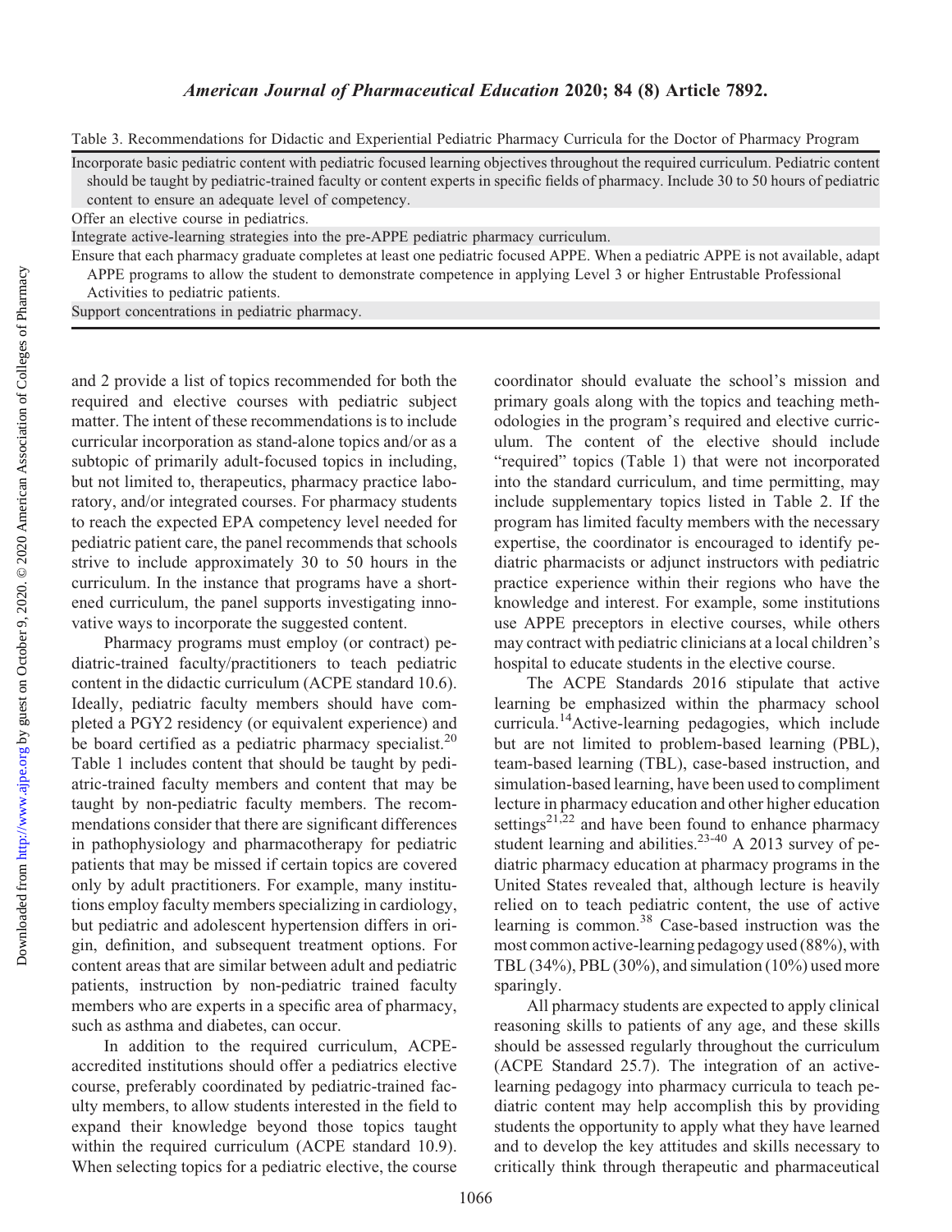Table 3. Recommendations for Didactic and Experiential Pediatric Pharmacy Curricula for the Doctor of Pharmacy Program

| Recommendation |
| --- |
| Incorporate basic pediatric content with pediatric focused learning objectives throughout the required curriculum. Pediatric content should be taught by pediatric-trained faculty or content experts in specific fields of pharmacy. Include 30 to 50 hours of pediatric content to ensure an adequate level of competency. |
| Offer an elective course in pediatrics. |
| Integrate active-learning strategies into the pre-APPE pediatric pharmacy curriculum. |
| Ensure that each pharmacy graduate completes at least one pediatric focused APPE. When a pediatric APPE is not available, adapt APPE programs to allow the student to demonstrate competence in applying Level 3 or higher Entrustable Professional Activities to pediatric patients. |
| Support concentrations in pediatric pharmacy. |

and 2 provide a list of topics recommended for both the required and elective courses with pediatric subject matter. The intent of these recommendations is to include curricular incorporation as stand-alone topics and/or as a subtopic of primarily adult-focused topics in including, but not limited to, therapeutics, pharmacy practice laboratory, and/or integrated courses. For pharmacy students to reach the expected EPA competency level needed for pediatric patient care, the panel recommends that schools strive to include approximately 30 to 50 hours in the curriculum. In the instance that programs have a shortened curriculum, the panel supports investigating innovative ways to incorporate the suggested content.

Pharmacy programs must employ (or contract) pediatric-trained faculty/practitioners to teach pediatric content in the didactic curriculum (ACPE standard 10.6). Ideally, pediatric faculty members should have completed a PGY2 residency (or equivalent experience) and be board certified as a pediatric pharmacy specialist.[20] Table 1 includes content that should be taught by pediatric-trained faculty members and content that may be taught by non-pediatric faculty members. The recommendations consider that there are significant differences in pathophysiology and pharmacotherapy for pediatric patients that may be missed if certain topics are covered only by adult practitioners. For example, many institutions employ faculty members specializing in cardiology, but pediatric and adolescent hypertension differs in origin, definition, and subsequent treatment options. For content areas that are similar between adult and pediatric patients, instruction by non-pediatric trained faculty members who are experts in a specific area of pharmacy, such as asthma and diabetes, can occur.

In addition to the required curriculum, ACPE-accredited institutions should offer a pediatrics elective course, preferably coordinated by pediatric-trained faculty members, to allow students interested in the field to expand their knowledge beyond those topics taught within the required curriculum (ACPE standard 10.9). When selecting topics for a pediatric elective, the course coordinator should evaluate the school's mission and primary goals along with the topics and teaching methodologies in the program's required and elective curriculum. The content of the elective should include "required" topics (Table 1) that were not incorporated into the standard curriculum, and time permitting, may include supplementary topics listed in Table 2. If the program has limited faculty members with the necessary expertise, the coordinator is encouraged to identify pediatric pharmacists or adjunct instructors with pediatric practice experience within their regions who have the knowledge and interest. For example, some institutions use APPE preceptors in elective courses, while others may contract with pediatric clinicians at a local children's hospital to educate students in the elective course.

The ACPE Standards 2016 stipulate that active learning be emphasized within the pharmacy school curricula.[14] Active-learning pedagogies, which include but are not limited to problem-based learning (PBL), team-based learning (TBL), case-based instruction, and simulation-based learning, have been used to compliment lecture in pharmacy education and other higher education settings[21,22] and have been found to enhance pharmacy student learning and abilities.[23-40] A 2013 survey of pediatric pharmacy education at pharmacy programs in the United States revealed that, although lecture is heavily relied on to teach pediatric content, the use of active learning is common.[38] Case-based instruction was the most common active-learning pedagogy used (88%), with TBL (34%), PBL (30%), and simulation (10%) used more sparingly.

All pharmacy students are expected to apply clinical reasoning skills to patients of any age, and these skills should be assessed regularly throughout the curriculum (ACPE Standard 25.7). The integration of an active-learning pedagogy into pharmacy curricula to teach pediatric content may help accomplish this by providing students the opportunity to apply what they have learned and to develop the key attitudes and skills necessary to critically think through therapeutic and pharmaceutical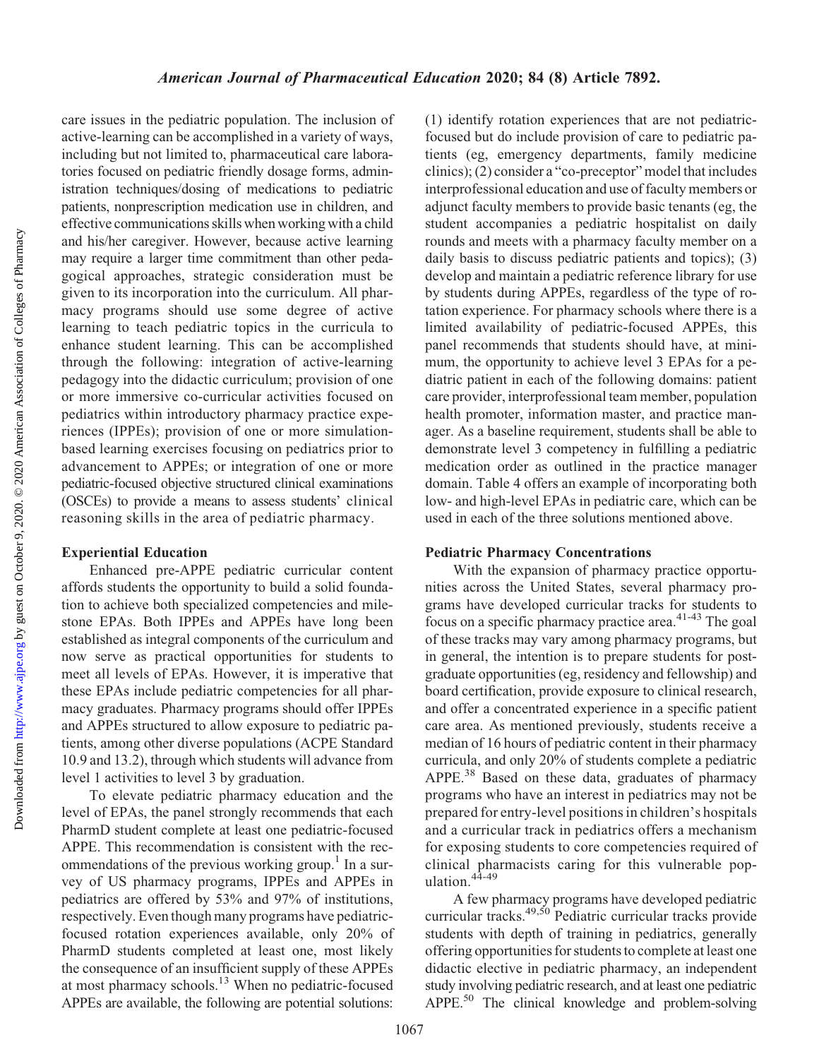care issues in the pediatric population. The inclusion of active-learning can be accomplished in a variety of ways, including but not limited to, pharmaceutical care laboratories focused on pediatric friendly dosage forms, administration techniques/dosing of medications to pediatric patients, nonprescription medication use in children, and effective communications skills when working with a child and his/her caregiver. However, because active learning may require a larger time commitment than other pedagogical approaches, strategic consideration must be given to its incorporation into the curriculum. All pharmacy programs should use some degree of active learning to teach pediatric topics in the curricula to enhance student learning. This can be accomplished through the following: integration of active-learning pedagogy into the didactic curriculum; provision of one or more immersive co-curricular activities focused on pediatrics within introductory pharmacy practice experiences (IPPEs); provision of one or more simulation-based learning exercises focusing on pediatrics prior to advancement to APPEs; or integration of one or more pediatric-focused objective structured clinical examinations (OSCEs) to provide a means to assess students' clinical reasoning skills in the area of pediatric pharmacy.

### Experiential Education

Enhanced pre-APPE pediatric curricular content affords students the opportunity to build a solid foundation to achieve both specialized competencies and milestone EPAs. Both IPPEs and APPEs have long been established as integral components of the curriculum and now serve as practical opportunities for students to meet all levels of EPAs. However, it is imperative that these EPAs include pediatric competencies for all pharmacy graduates. Pharmacy programs should offer IPPEs and APPEs structured to allow exposure to pediatric patients, among other diverse populations (ACPE Standard 10.9 and 13.2), through which students will advance from level 1 activities to level 3 by graduation.

To elevate pediatric pharmacy education and the level of EPAs, the panel strongly recommends that each PharmD student complete at least one pediatric-focused APPE. This recommendation is consistent with the recommendations of the previous working group.[1] In a survey of US pharmacy programs, IPPEs and APPEs in pediatrics are offered by 53% and 97% of institutions, respectively. Even though many programs have pediatric-focused rotation experiences available, only 20% of PharmD students completed at least one, most likely the consequence of an insufficient supply of these APPEs at most pharmacy schools.[13] When no pediatric-focused APPEs are available, the following are potential solutions: (1) identify rotation experiences that are not pediatric-focused but do include provision of care to pediatric patients (eg, emergency departments, family medicine clinics); (2) consider a "co-preceptor" model that includes interprofessional education and use of faculty members or adjunct faculty members to provide basic tenants (eg, the student accompanies a pediatric hospitalist on daily rounds and meets with a pharmacy faculty member on a daily basis to discuss pediatric patients and topics); (3) develop and maintain a pediatric reference library for use by students during APPEs, regardless of the type of rotation experience. For pharmacy schools where there is a limited availability of pediatric-focused APPEs, this panel recommends that students should have, at minimum, the opportunity to achieve level 3 EPAs for a pediatric patient in each of the following domains: patient care provider, interprofessional team member, population health promoter, information master, and practice manager. As a baseline requirement, students shall be able to demonstrate level 3 competency in fulfilling a pediatric medication order as outlined in the practice manager domain. Table 4 offers an example of incorporating both low- and high-level EPAs in pediatric care, which can be used in each of the three solutions mentioned above.

### Pediatric Pharmacy Concentrations

With the expansion of pharmacy practice opportunities across the United States, several pharmacy programs have developed curricular tracks for students to focus on a specific pharmacy practice area.[41-43] The goal of these tracks may vary among pharmacy programs, but in general, the intention is to prepare students for postgraduate opportunities (eg, residency and fellowship) and board certification, provide exposure to clinical research, and offer a concentrated experience in a specific patient care area. As mentioned previously, students receive a median of 16 hours of pediatric content in their pharmacy curricula, and only 20% of students complete a pediatric APPE.[38] Based on these data, graduates of pharmacy programs who have an interest in pediatrics may not be prepared for entry-level positions in children's hospitals and a curricular track in pediatrics offers a mechanism for exposing students to core competencies required of clinical pharmacists caring for this vulnerable population.[44-49]

A few pharmacy programs have developed pediatric curricular tracks.[49,50] Pediatric curricular tracks provide students with depth of training in pediatrics, generally offering opportunities for students to complete at least one didactic elective in pediatric pharmacy, an independent study involving pediatric research, and at least one pediatric APPE.[50] The clinical knowledge and problem-solving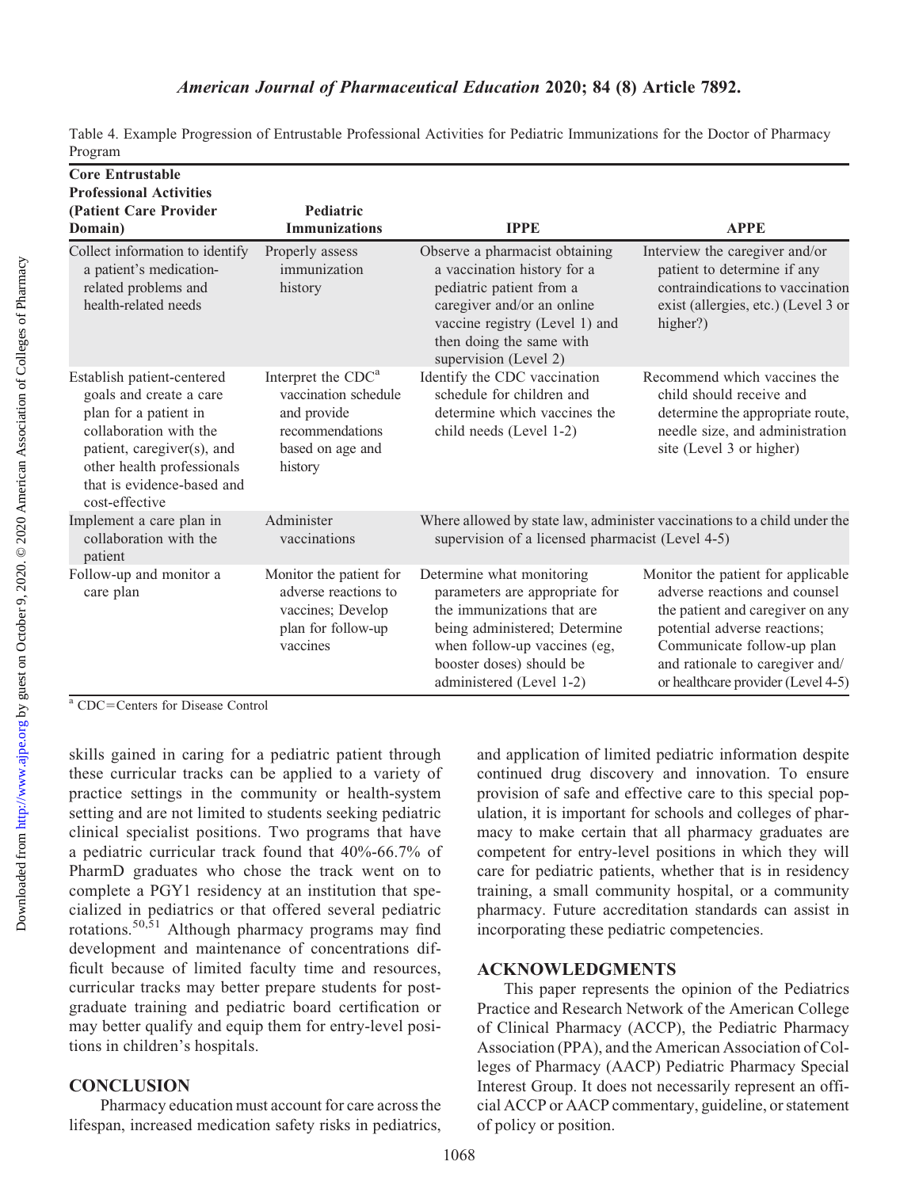Table 4. Example Progression of Entrustable Professional Activities for Pediatric Immunizations for the Doctor of Pharmacy Program

| Core Entrustable Professional Activities (Patient Care Provider Domain) | Pediatric Immunizations | IPPE | APPE |
|---|---|---|---|
| Collect information to identify a patient's medication-related problems and health-related needs | Properly assess immunization history | Observe a pharmacist obtaining a vaccination history for a pediatric patient from a caregiver and/or an online vaccine registry (Level 1) and then doing the same with supervision (Level 2) | Interview the caregiver and/or patient to determine if any contraindications to vaccination exist (allergies, etc.) (Level 3 or higher?) |
| Establish patient-centered goals and create a care plan for a patient in collaboration with the patient, caregiver(s), and other health professionals that is evidence-based and cost-effective | Interpret the CDC[a] vaccination schedule and provide recommendations based on age and history | Identify the CDC vaccination schedule for children and determine which vaccines the child needs (Level 1-2) | Recommend which vaccines the child should receive and determine the appropriate route, needle size, and administration site (Level 3 or higher) |
| Implement a care plan in collaboration with the patient | Administer vaccinations | Where allowed by state law, administer vaccinations to a child under the supervision of a licensed pharmacist (Level 4-5) | |
| Follow-up and monitor a care plan | Monitor the patient for adverse reactions to vaccines; Develop plan for follow-up vaccines | Determine what monitoring parameters are appropriate for the immunizations that are being administered; Determine when follow-up vaccines (eg, booster doses) should be administered (Level 1-2) | Monitor the patient for applicable adverse reactions and counsel the patient and caregiver on any potential adverse reactions; Communicate follow-up plan and rationale to caregiver and/or healthcare provider (Level 4-5) |

[a] CDC=Centers for Disease Control

skills gained in caring for a pediatric patient through these curricular tracks can be applied to a variety of practice settings in the community or health-system setting and are not limited to students seeking pediatric clinical specialist positions. Two programs that have a pediatric curricular track found that 40%-66.7% of PharmD graduates who chose the track went on to complete a PGY1 residency at an institution that specialized in pediatrics or that offered several pediatric rotations.[50,51] Although pharmacy programs may find development and maintenance of concentrations difficult because of limited faculty time and resources, curricular tracks may better prepare students for postgraduate training and pediatric board certification or may better qualify and equip them for entry-level positions in children's hospitals.

## CONCLUSION

Pharmacy education must account for care across the lifespan, increased medication safety risks in pediatrics, and application of limited pediatric information despite continued drug discovery and innovation. To ensure provision of safe and effective care to this special population, it is important for schools and colleges of pharmacy to make certain that all pharmacy graduates are competent for entry-level positions in which they will care for pediatric patients, whether that is in residency training, a small community hospital, or a community pharmacy. Future accreditation standards can assist in incorporating these pediatric competencies.

## ACKNOWLEDGMENTS

This paper represents the opinion of the Pediatrics Practice and Research Network of the American College of Clinical Pharmacy (ACCP), the Pediatric Pharmacy Association (PPA), and the American Association of Colleges of Pharmacy (AACP) Pediatric Pharmacy Special Interest Group. It does not necessarily represent an official ACCP or AACP commentary, guideline, or statement of policy or position.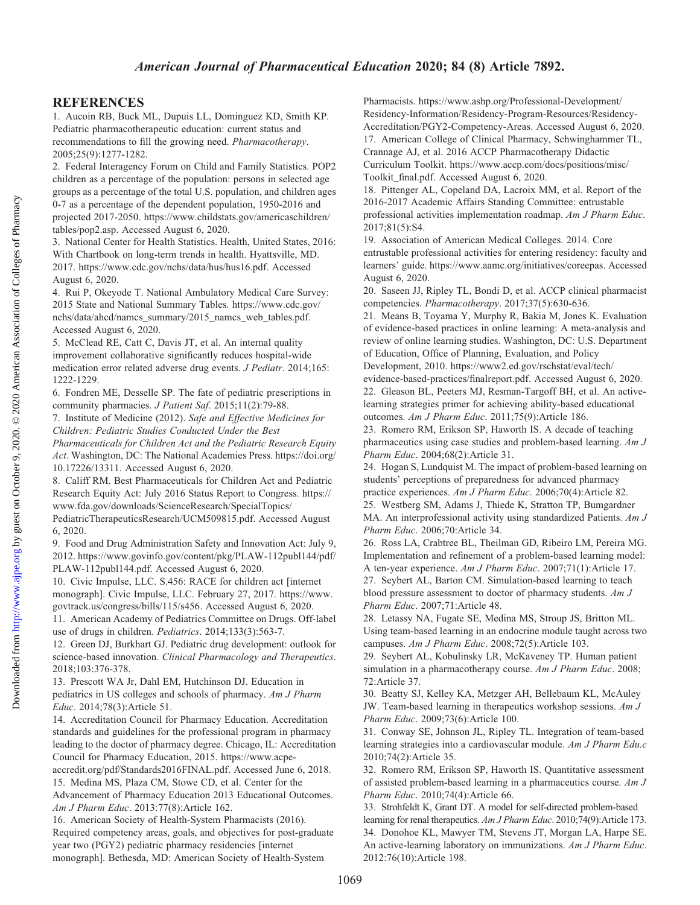## REFERENCES

1. Aucoin RB, Buck ML, Dupuis LL, Dominguez KD, Smith KP. Pediatric pharmacotherapeutic education: current status and recommendations to fill the growing need. *Pharmacotherapy*. 2005;25(9):1277-1282.
2. Federal Interagency Forum on Child and Family Statistics. POP2 children as a percentage of the population: persons in selected age groups as a percentage of the total U.S. population, and children ages 0-7 as a percentage of the dependent population, 1950-2016 and projected 2017-2050. https://www.childstats.gov/americaschildren/tables/pop2.asp. Accessed August 6, 2020.
3. National Center for Health Statistics. Health, United States, 2016: With Chartbook on long-term trends in health. Hyattsville, MD. 2017. https://www.cdc.gov/nchs/data/hus/hus16.pdf. Accessed August 6, 2020.
4. Rui P, Okeyode T. National Ambulatory Medical Care Survey: 2015 State and National Summary Tables. https://www.cdc.gov/nchs/data/ahcd/namcs_summary/2015_namcs_web_tables.pdf. Accessed August 6, 2020.
5. McClead RE, Catt C, Davis JT, et al. An internal quality improvement collaborative significantly reduces hospital-wide medication error related adverse drug events. *J Pediatr*. 2014;165: 1222-1229.
6. Fondren ME, Desselle SP. The fate of pediatric prescriptions in community pharmacies. *J Patient Saf*. 2015;11(2):79-88.
7. Institute of Medicine (2012). *Safe and Effective Medicines for Children: Pediatric Studies Conducted Under the Best Pharmaceuticals for Children Act and the Pediatric Research Equity Act*. Washington, DC: The National Academies Press. https://doi.org/10.17226/13311. Accessed August 6, 2020.
8. Califf RM. Best Pharmaceuticals for Children Act and Pediatric Research Equity Act: July 2016 Status Report to Congress. https://www.fda.gov/downloads/ScienceResearch/SpecialTopics/PediatricTherapeuticsResearch/UCM509815.pdf. Accessed August 6, 2020.
9. Food and Drug Administration Safety and Innovation Act: July 9, 2012. https://www.govinfo.gov/content/pkg/PLAW-112publ144/pdf/PLAW-112publ144.pdf. Accessed August 6, 2020.
10. Civic Impulse, LLC. S.456: RACE for children act [internet monograph]. Civic Impulse, LLC. February 27, 2017. https://www.govtrack.us/congress/bills/115/s456. Accessed August 6, 2020.
11. American Academy of Pediatrics Committee on Drugs. Off-label use of drugs in children. *Pediatrics*. 2014;133(3):563-7.
12. Green DJ, Burkhart GJ. Pediatric drug development: outlook for science-based innovation. *Clinical Pharmacology and Therapeutics*. 2018;103:376-378.
13. Prescott WA Jr, Dahl EM, Hutchinson DJ. Education in pediatrics in US colleges and schools of pharmacy. *Am J Pharm Educ*. 2014;78(3):Article 51.
14. Accreditation Council for Pharmacy Education. Accreditation standards and guidelines for the professional program in pharmacy leading to the doctor of pharmacy degree. Chicago, IL: Accreditation Council for Pharmacy Education, 2015. https://www.acpe-accredit.org/pdf/Standards2016FINAL.pdf. Accessed June 6, 2018.
15. Medina MS, Plaza CM, Stowe CD, et al. Center for the Advancement of Pharmacy Education 2013 Educational Outcomes. *Am J Pharm Educ*. 2013:77(8):Article 162.
16. American Society of Health-System Pharmacists (2016). Required competency areas, goals, and objectives for post-graduate year two (PGY2) pediatric pharmacy residencies [internet monograph]. Bethesda, MD: American Society of Health-System Pharmacists. https://www.ashp.org/Professional-Development/Residency-Information/Residency-Program-Resources/Residency-Accreditation/PGY2-Competency-Areas. Accessed August 6, 2020.
17. American College of Clinical Pharmacy, Schwinghammer TL, Crannage AJ, et al. 2016 ACCP Pharmacotherapy Didactic Curriculum Toolkit. https://www.accp.com/docs/positions/misc/Toolkit_final.pdf. Accessed August 6, 2020.
18. Pittenger AL, Copeland DA, Lacroix MM, et al. Report of the 2016-2017 Academic Affairs Standing Committee: entrustable professional activities implementation roadmap. *Am J Pharm Educ*. 2017;81(5):S4.
19. Association of American Medical Colleges. 2014. Core entrustable professional activities for entering residency: faculty and learners' guide. https://www.aamc.org/initiatives/coreepas. Accessed August 6, 2020.
20. Saseen JJ, Ripley TL, Bondi D, et al. ACCP clinical pharmacist competencies. *Pharmacotherapy*. 2017;37(5):630-636.
21. Means B, Toyama Y, Murphy R, Bakia M, Jones K. Evaluation of evidence-based practices in online learning: A meta-analysis and review of online learning studies. Washington, DC: U.S. Department of Education, Office of Planning, Evaluation, and Policy Development, 2010. https://www2.ed.gov/rschstat/eval/tech/evidence-based-practices/finalreport.pdf. Accessed August 6, 2020.
22. Gleason BL, Peeters MJ, Resman-Targoff BH, et al. An active-learning strategies primer for achieving ability-based educational outcomes. *Am J Pharm Educ*. 2011;75(9):Article 186.
23. Romero RM, Erikson SP, Haworth IS. A decade of teaching pharmaceutics using case studies and problem-based learning. *Am J Pharm Educ*. 2004;68(2):Article 31.
24. Hogan S, Lundquist M. The impact of problem-based learning on students' perceptions of preparedness for advanced pharmacy practice experiences. *Am J Pharm Educ*. 2006;70(4):Article 82.
25. Westberg SM, Adams J, Thiede K, Stratton TP, Bumgardner MA. An interprofessional activity using standardized Patients. *Am J Pharm Educ*. 2006;70:Article 34.
26. Ross LA, Crabtree BL, Theilman GD, Ribeiro LM, Pereira MG. Implementation and refinement of a problem-based learning model: A ten-year experience. *Am J Pharm Educ*. 2007;71(1):Article 17.
27. Seybert AL, Barton CM. Simulation-based learning to teach blood pressure assessment to doctor of pharmacy students. *Am J Pharm Educ*. 2007;71:Article 48.
28. Letassy NA, Fugate SE, Medina MS, Stroup JS, Britton ML. Using team-based learning in an endocrine module taught across two campuses. *Am J Pharm Educ*. 2008;72(5):Article 103.
29. Seybert AL, Kobulinsky LR, McKaveney TP. Human patient simulation in a pharmacotherapy course. *Am J Pharm Educ*. 2008; 72:Article 37.
30. Beatty SJ, Kelley KA, Metzger AH, Bellebaum KL, McAuley JW. Team-based learning in therapeutics workshop sessions. *Am J Pharm Educ*. 2009;73(6):Article 100.
31. Conway SE, Johnson JL, Ripley TL. Integration of team-based learning strategies into a cardiovascular module. *Am J Pharm Edu.c* 2010;74(2):Article 35.
32. Romero RM, Erikson SP, Haworth IS. Quantitative assessment of assisted problem-based learning in a pharmaceutics course. *Am J Pharm Educ*. 2010;74(4):Article 66.
33. Strohfeldt K, Grant DT. A model for self-directed problem-based learning for renal therapeutics. *Am J Pharm Educ*. 2010;74(9):Article 173.
34. Donohoe KL, Mawyer TM, Stevens JT, Morgan LA, Harpe SE. An active-learning laboratory on immunizations. *Am J Pharm Educ*. 2012:76(10):Article 198.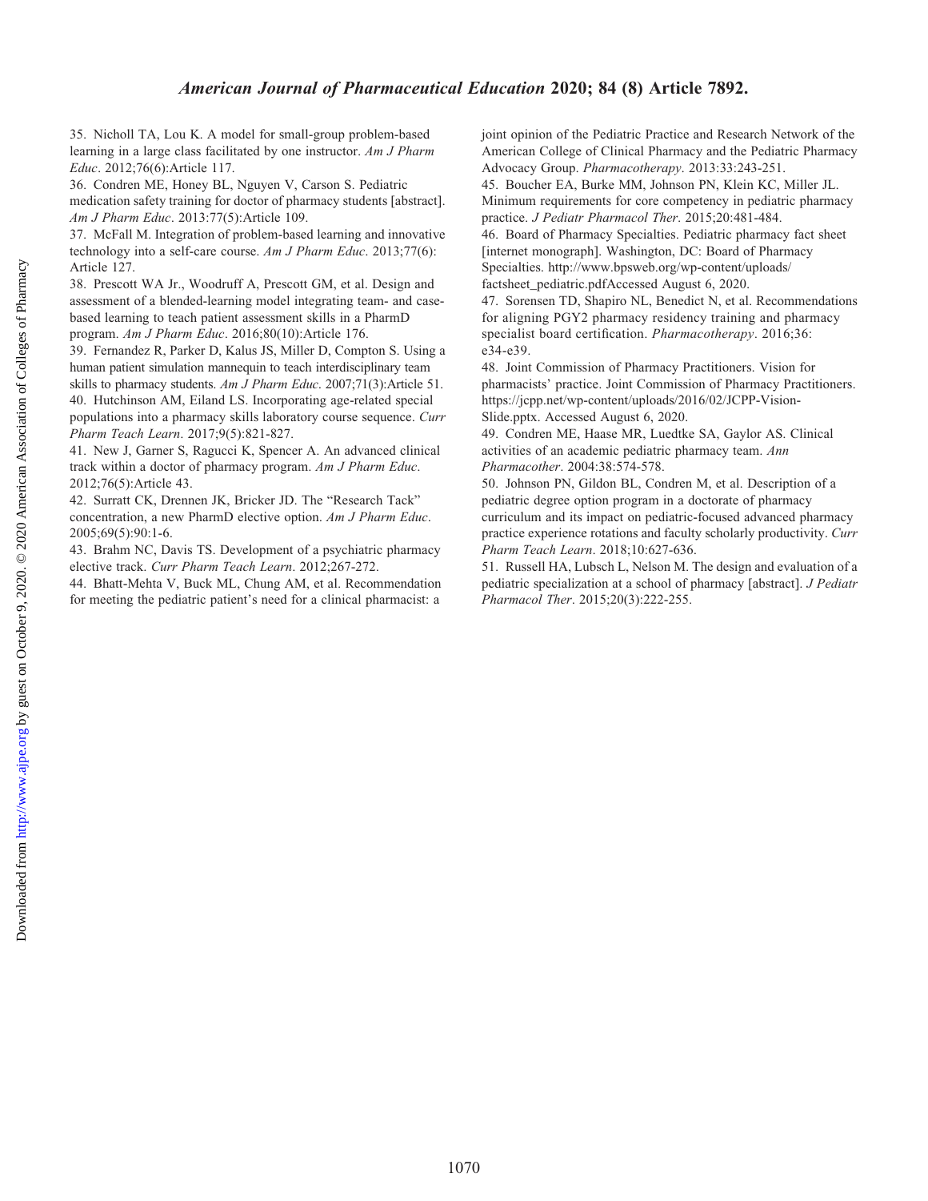35. Nicholl TA, Lou K. A model for small-group problem-based learning in a large class facilitated by one instructor. *Am J Pharm Educ*. 2012;76(6):Article 117.

36. Condren ME, Honey BL, Nguyen V, Carson S. Pediatric medication safety training for doctor of pharmacy students [abstract]. *Am J Pharm Educ*. 2013:77(5):Article 109.

37. McFall M. Integration of problem-based learning and innovative technology into a self-care course. *Am J Pharm Educ*. 2013;77(6): Article 127.

38. Prescott WA Jr., Woodruff A, Prescott GM, et al. Design and assessment of a blended-learning model integrating team- and case-based learning to teach patient assessment skills in a PharmD program. *Am J Pharm Educ*. 2016;80(10):Article 176.

39. Fernandez R, Parker D, Kalus JS, Miller D, Compton S. Using a human patient simulation mannequin to teach interdisciplinary team skills to pharmacy students. *Am J Pharm Educ*. 2007;71(3):Article 51.

40. Hutchinson AM, Eiland LS. Incorporating age-related special populations into a pharmacy skills laboratory course sequence. *Curr Pharm Teach Learn*. 2017;9(5):821-827.

41. New J, Garner S, Ragucci K, Spencer A. An advanced clinical track within a doctor of pharmacy program. *Am J Pharm Educ*. 2012;76(5):Article 43.

42. Surratt CK, Drennen JK, Bricker JD. The "Research Tack" concentration, a new PharmD elective option. *Am J Pharm Educ*. 2005;69(5):90:1-6.

43. Brahm NC, Davis TS. Development of a psychiatric pharmacy elective track. *Curr Pharm Teach Learn*. 2012;267-272.

44. Bhatt-Mehta V, Buck ML, Chung AM, et al. Recommendation for meeting the pediatric patient's need for a clinical pharmacist: a joint opinion of the Pediatric Practice and Research Network of the American College of Clinical Pharmacy and the Pediatric Pharmacy Advocacy Group. *Pharmacotherapy*. 2013:33:243-251.

45. Boucher EA, Burke MM, Johnson PN, Klein KC, Miller JL. Minimum requirements for core competency in pediatric pharmacy practice. *J Pediatr Pharmacol Ther*. 2015;20:481-484.

46. Board of Pharmacy Specialties. Pediatric pharmacy fact sheet [internet monograph]. Washington, DC: Board of Pharmacy Specialties. http://www.bpsweb.org/wp-content/uploads/factsheet_pediatric.pdfAccessed August 6, 2020.

47. Sorensen TD, Shapiro NL, Benedict N, et al. Recommendations for aligning PGY2 pharmacy residency training and pharmacy specialist board certification. *Pharmacotherapy*. 2016;36: e34-e39.

48. Joint Commission of Pharmacy Practitioners. Vision for pharmacists' practice. Joint Commission of Pharmacy Practitioners. https://jcpp.net/wp-content/uploads/2016/02/JCPP-Vision-Slide.pptx. Accessed August 6, 2020.

49. Condren ME, Haase MR, Luedtke SA, Gaylor AS. Clinical activities of an academic pediatric pharmacy team. *Ann Pharmacother*. 2004:38:574-578.

50. Johnson PN, Gildon BL, Condren M, et al. Description of a pediatric degree option program in a doctorate of pharmacy curriculum and its impact on pediatric-focused advanced pharmacy practice experience rotations and faculty scholarly productivity. *Curr Pharm Teach Learn*. 2018;10:627-636.

51. Russell HA, Lubsch L, Nelson M. The design and evaluation of a pediatric specialization at a school of pharmacy [abstract]. *J Pediatr Pharmacol Ther*. 2015;20(3):222-255.